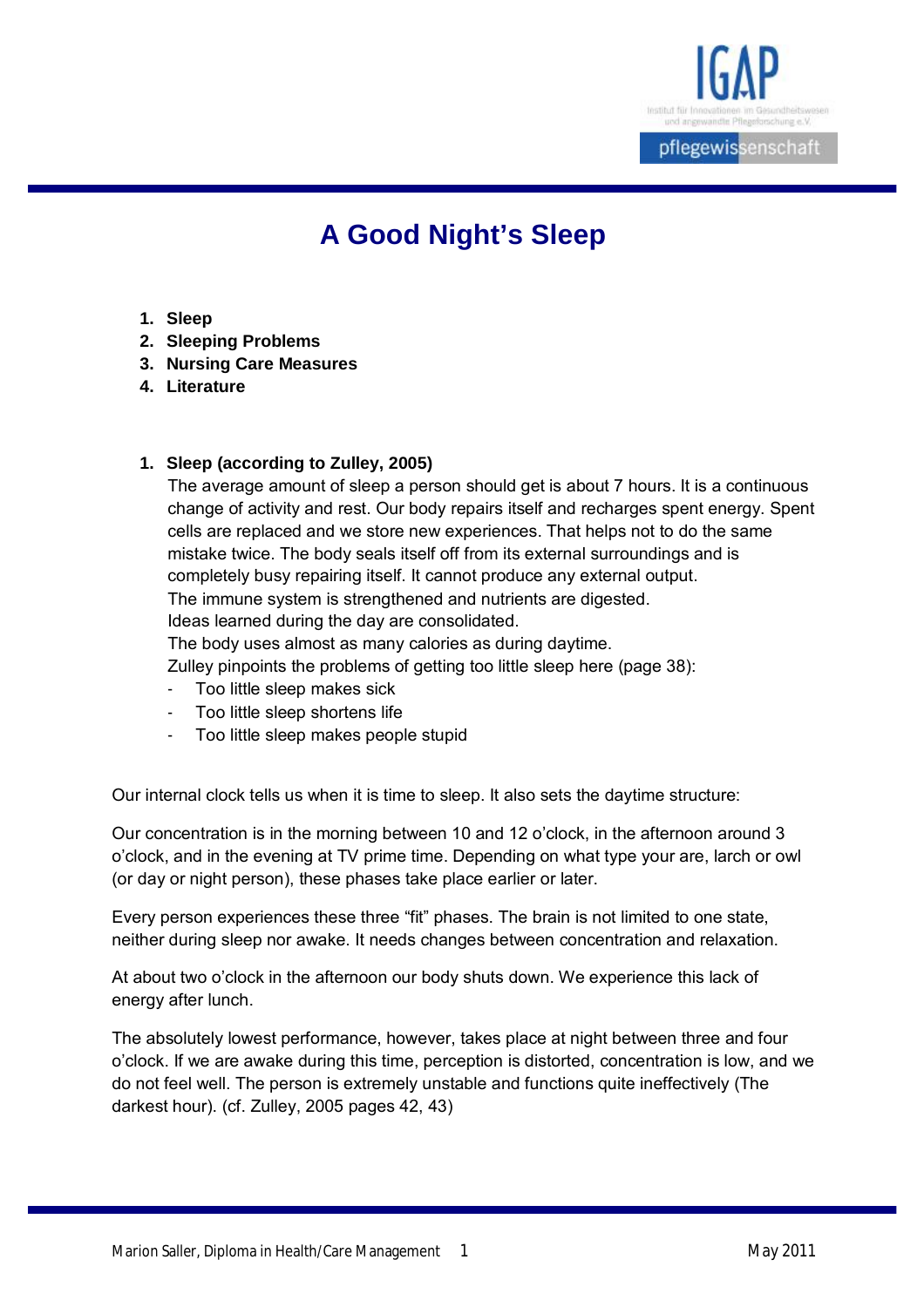# A Good Night's Sleep

1. **Sleep**
2. **Sleeping Problems**
3. **Nursing Care Measures**
4. **Literature**

## 1. Sleep (according to Zulley, 2005)

The average amount of sleep a person should get is about 7 hours. It is a continuous change of activity and rest. Our body repairs itself and recharges spent energy. Spent cells are replaced and we store new experiences. That helps not to do the same mistake twice. The body seals itself off from its external surroundings and is completely busy repairing itself. It cannot produce any external output.
The immune system is strengthened and nutrients are digested.
Ideas learned during the day are consolidated.
The body uses almost as many calories as during daytime.
Zulley pinpoints the problems of getting too little sleep here (page 38):

- Too little sleep makes sick
- Too little sleep shortens life
- Too little sleep makes people stupid

Our internal clock tells us when it is time to sleep. It also sets the daytime structure:

Our concentration is in the morning between 10 and 12 o'clock, in the afternoon around 3 o'clock, and in the evening at TV prime time. Depending on what type your are, larch or owl (or day or night person), these phases take place earlier or later.

Every person experiences these three "fit" phases. The brain is not limited to one state, neither during sleep nor awake. It needs changes between concentration and relaxation.

At about two o'clock in the afternoon our body shuts down. We experience this lack of energy after lunch.

The absolutely lowest performance, however, takes place at night between three and four o'clock. If we are awake during this time, perception is distorted, concentration is low, and we do not feel well. The person is extremely unstable and functions quite ineffectively (The darkest hour). (cf. Zulley, 2005 pages 42, 43)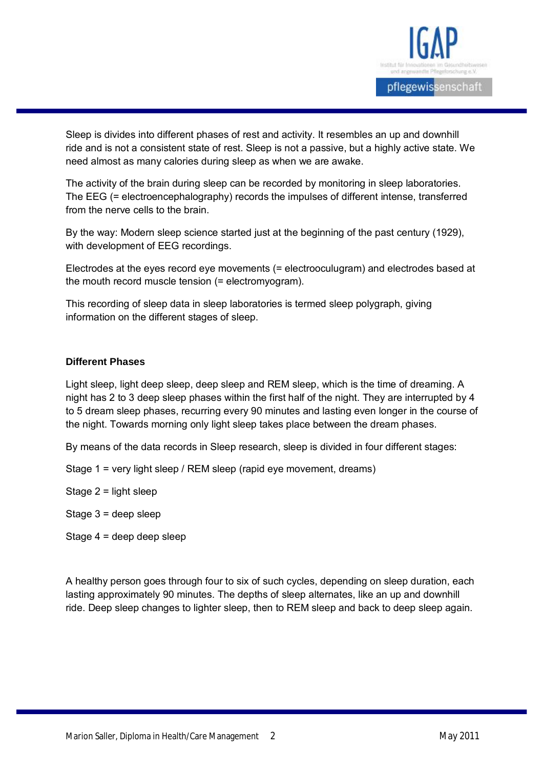Sleep is divides into different phases of rest and activity. It resembles an up and downhill ride and is not a consistent state of rest. Sleep is not a passive, but a highly active state. We need almost as many calories during sleep as when we are awake.

The activity of the brain during sleep can be recorded by monitoring in sleep laboratories. The EEG (= electroencephalography) records the impulses of different intense, transferred from the nerve cells to the brain.

By the way: Modern sleep science started just at the beginning of the past century (1929), with development of EEG recordings.

Electrodes at the eyes record eye movements (= electrooculugram) and electrodes based at the mouth record muscle tension (= electromyogram).

This recording of sleep data in sleep laboratories is termed sleep polygraph, giving information on the different stages of sleep.

**Different Phases**

Light sleep, light deep sleep, deep sleep and REM sleep, which is the time of dreaming. A night has 2 to 3 deep sleep phases within the first half of the night. They are interrupted by 4 to 5 dream sleep phases, recurring every 90 minutes and lasting even longer in the course of the night. Towards morning only light sleep takes place between the dream phases.

By means of the data records in Sleep research, sleep is divided in four different stages:

Stage 1 = very light sleep / REM sleep (rapid eye movement, dreams)

Stage 2 = light sleep

Stage 3 = deep sleep

Stage 4 = deep deep sleep

A healthy person goes through four to six of such cycles, depending on sleep duration, each lasting approximately 90 minutes. The depths of sleep alternates, like an up and downhill ride. Deep sleep changes to lighter sleep, then to REM sleep and back to deep sleep again.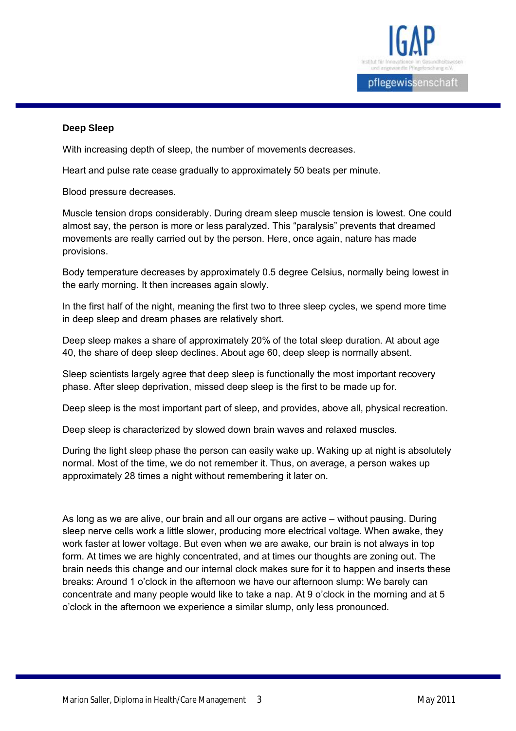**Deep Sleep**

With increasing depth of sleep, the number of movements decreases.

Heart and pulse rate cease gradually to approximately 50 beats per minute.

Blood pressure decreases.

Muscle tension drops considerably. During dream sleep muscle tension is lowest. One could almost say, the person is more or less paralyzed. This "paralysis" prevents that dreamed movements are really carried out by the person. Here, once again, nature has made provisions.

Body temperature decreases by approximately 0.5 degree Celsius, normally being lowest in the early morning. It then increases again slowly.

In the first half of the night, meaning the first two to three sleep cycles, we spend more time in deep sleep and dream phases are relatively short.

Deep sleep makes a share of approximately 20% of the total sleep duration. At about age 40, the share of deep sleep declines. About age 60, deep sleep is normally absent.

Sleep scientists largely agree that deep sleep is functionally the most important recovery phase. After sleep deprivation, missed deep sleep is the first to be made up for.

Deep sleep is the most important part of sleep, and provides, above all, physical recreation.

Deep sleep is characterized by slowed down brain waves and relaxed muscles.

During the light sleep phase the person can easily wake up. Waking up at night is absolutely normal. Most of the time, we do not remember it. Thus, on average, a person wakes up approximately 28 times a night without remembering it later on.

As long as we are alive, our brain and all our organs are active – without pausing. During sleep nerve cells work a little slower, producing more electrical voltage. When awake, they work faster at lower voltage. But even when we are awake, our brain is not always in top form. At times we are highly concentrated, and at times our thoughts are zoning out. The brain needs this change and our internal clock makes sure for it to happen and inserts these breaks: Around 1 o'clock in the afternoon we have our afternoon slump: We barely can concentrate and many people would like to take a nap. At 9 o'clock in the morning and at 5 o'clock in the afternoon we experience a similar slump, only less pronounced.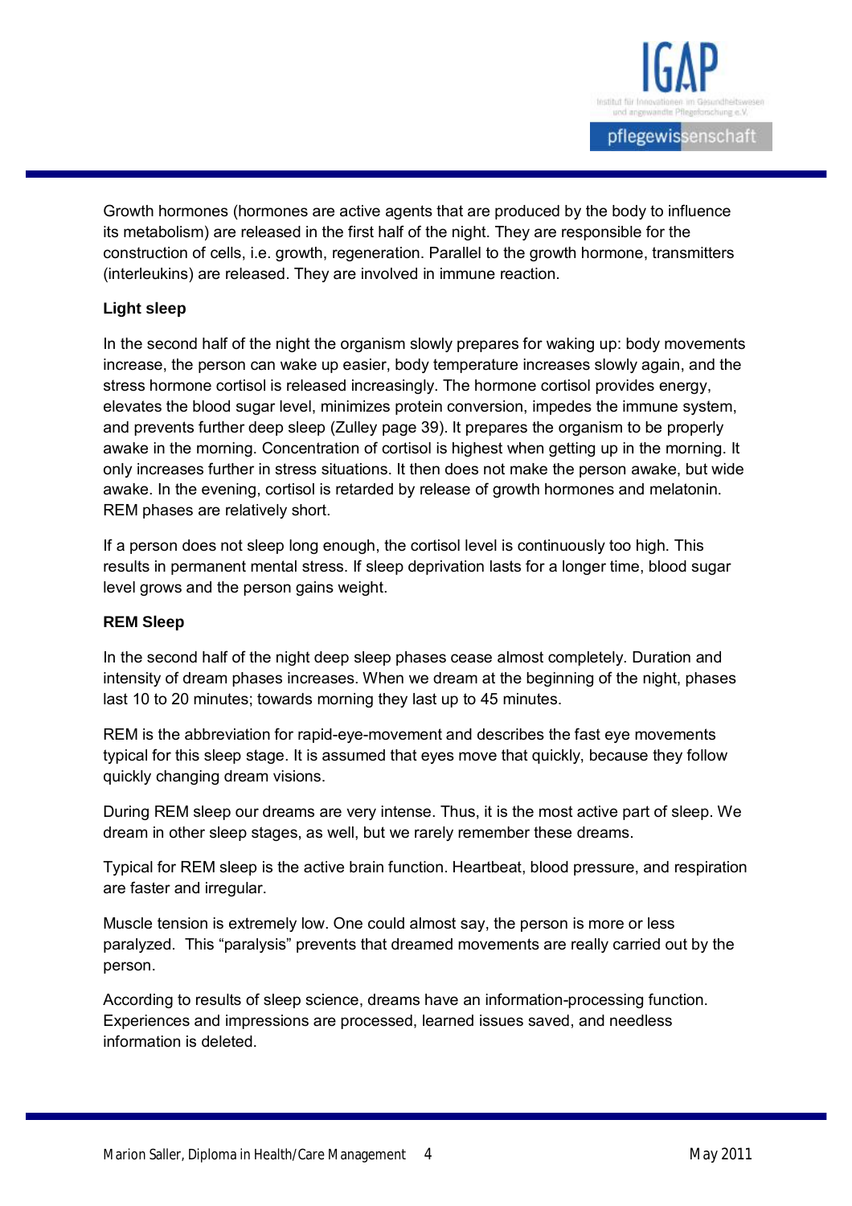Growth hormones (hormones are active agents that are produced by the body to influence its metabolism) are released in the first half of the night. They are responsible for the construction of cells, i.e. growth, regeneration. Parallel to the growth hormone, transmitters (interleukins) are released. They are involved in immune reaction.

**Light sleep**

In the second half of the night the organism slowly prepares for waking up: body movements increase, the person can wake up easier, body temperature increases slowly again, and the stress hormone cortisol is released increasingly. The hormone cortisol provides energy, elevates the blood sugar level, minimizes protein conversion, impedes the immune system, and prevents further deep sleep (Zulley page 39). It prepares the organism to be properly awake in the morning. Concentration of cortisol is highest when getting up in the morning. It only increases further in stress situations. It then does not make the person awake, but wide awake. In the evening, cortisol is retarded by release of growth hormones and melatonin. REM phases are relatively short.

If a person does not sleep long enough, the cortisol level is continuously too high. This results in permanent mental stress. If sleep deprivation lasts for a longer time, blood sugar level grows and the person gains weight.

**REM Sleep**

In the second half of the night deep sleep phases cease almost completely. Duration and intensity of dream phases increases. When we dream at the beginning of the night, phases last 10 to 20 minutes; towards morning they last up to 45 minutes.

REM is the abbreviation for rapid-eye-movement and describes the fast eye movements typical for this sleep stage. It is assumed that eyes move that quickly, because they follow quickly changing dream visions.

During REM sleep our dreams are very intense. Thus, it is the most active part of sleep. We dream in other sleep stages, as well, but we rarely remember these dreams.

Typical for REM sleep is the active brain function. Heartbeat, blood pressure, and respiration are faster and irregular.

Muscle tension is extremely low. One could almost say, the person is more or less paralyzed. This "paralysis" prevents that dreamed movements are really carried out by the person.

According to results of sleep science, dreams have an information-processing function. Experiences and impressions are processed, learned issues saved, and needless information is deleted.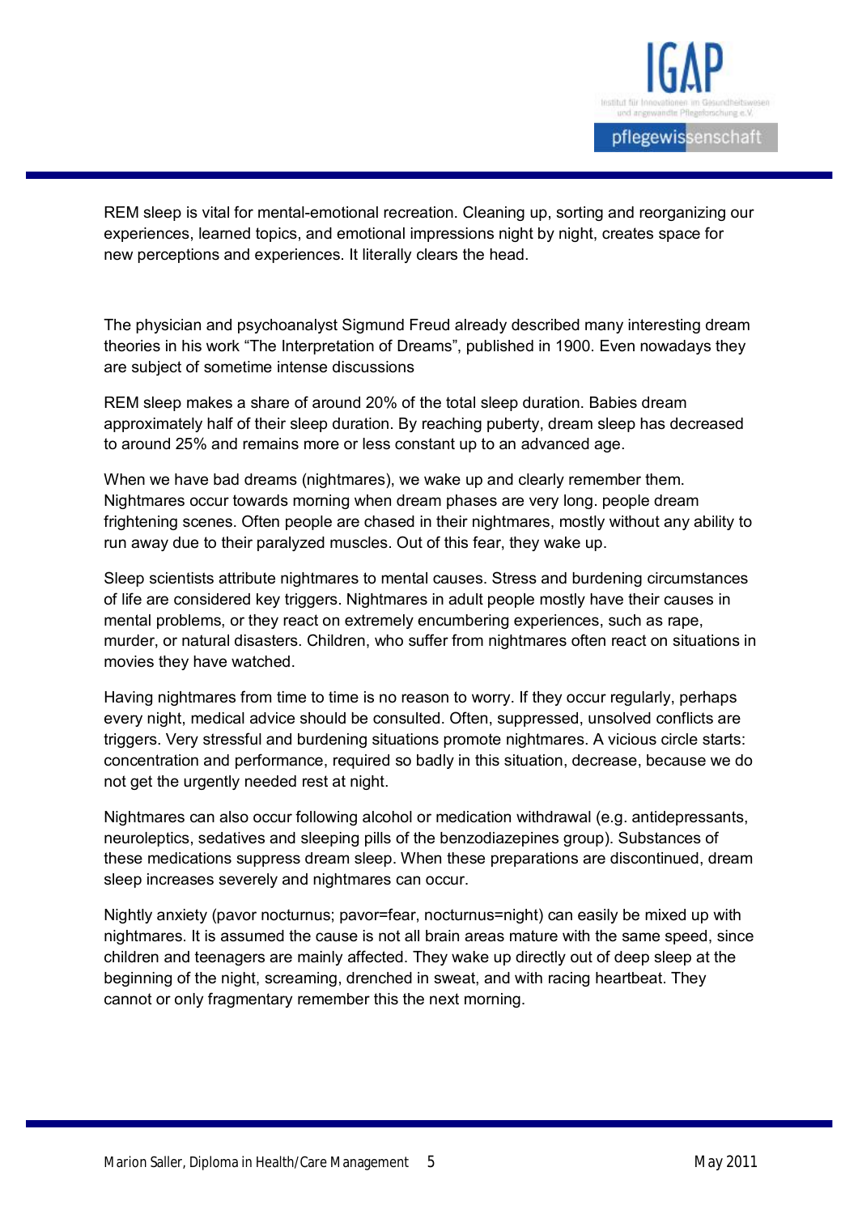REM sleep is vital for mental-emotional recreation. Cleaning up, sorting and reorganizing our experiences, learned topics, and emotional impressions night by night, creates space for new perceptions and experiences. It literally clears the head.

The physician and psychoanalyst Sigmund Freud already described many interesting dream theories in his work "The Interpretation of Dreams", published in 1900. Even nowadays they are subject of sometime intense discussions

REM sleep makes a share of around 20% of the total sleep duration. Babies dream approximately half of their sleep duration. By reaching puberty, dream sleep has decreased to around 25% and remains more or less constant up to an advanced age.

When we have bad dreams (nightmares), we wake up and clearly remember them. Nightmares occur towards morning when dream phases are very long. people dream frightening scenes. Often people are chased in their nightmares, mostly without any ability to run away due to their paralyzed muscles. Out of this fear, they wake up.

Sleep scientists attribute nightmares to mental causes. Stress and burdening circumstances of life are considered key triggers. Nightmares in adult people mostly have their causes in mental problems, or they react on extremely encumbering experiences, such as rape, murder, or natural disasters. Children, who suffer from nightmares often react on situations in movies they have watched.

Having nightmares from time to time is no reason to worry. If they occur regularly, perhaps every night, medical advice should be consulted. Often, suppressed, unsolved conflicts are triggers. Very stressful and burdening situations promote nightmares. A vicious circle starts: concentration and performance, required so badly in this situation, decrease, because we do not get the urgently needed rest at night.

Nightmares can also occur following alcohol or medication withdrawal (e.g. antidepressants, neuroleptics, sedatives and sleeping pills of the benzodiazepines group). Substances of these medications suppress dream sleep. When these preparations are discontinued, dream sleep increases severely and nightmares can occur.

Nightly anxiety (pavor nocturnus; pavor=fear, nocturnus=night) can easily be mixed up with nightmares. It is assumed the cause is not all brain areas mature with the same speed, since children and teenagers are mainly affected. They wake up directly out of deep sleep at the beginning of the night, screaming, drenched in sweat, and with racing heartbeat. They cannot or only fragmentary remember this the next morning.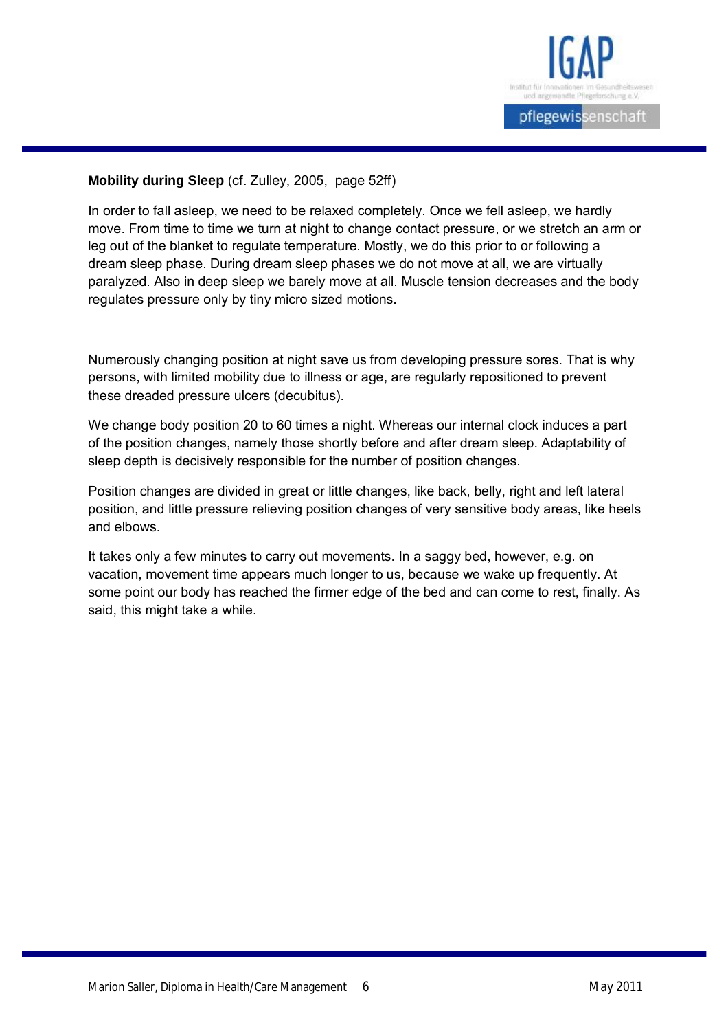**Mobility during Sleep** (cf. Zulley, 2005, page 52ff)

In order to fall asleep, we need to be relaxed completely. Once we fell asleep, we hardly move. From time to time we turn at night to change contact pressure, or we stretch an arm or leg out of the blanket to regulate temperature. Mostly, we do this prior to or following a dream sleep phase. During dream sleep phases we do not move at all, we are virtually paralyzed. Also in deep sleep we barely move at all. Muscle tension decreases and the body regulates pressure only by tiny micro sized motions.

Numerously changing position at night save us from developing pressure sores. That is why persons, with limited mobility due to illness or age, are regularly repositioned to prevent these dreaded pressure ulcers (decubitus).

We change body position 20 to 60 times a night. Whereas our internal clock induces a part of the position changes, namely those shortly before and after dream sleep. Adaptability of sleep depth is decisively responsible for the number of position changes.

Position changes are divided in great or little changes, like back, belly, right and left lateral position, and little pressure relieving position changes of very sensitive body areas, like heels and elbows.

It takes only a few minutes to carry out movements. In a saggy bed, however, e.g. on vacation, movement time appears much longer to us, because we wake up frequently. At some point our body has reached the firmer edge of the bed and can come to rest, finally. As said, this might take a while.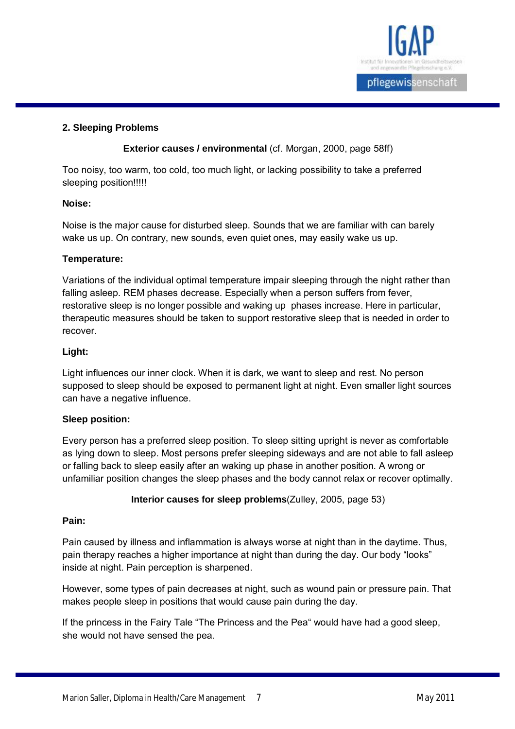## 2. Sleeping Problems

**Exterior causes / environmental** (cf. Morgan, 2000, page 58ff)

Too noisy, too warm, too cold, too much light, or lacking possibility to take a preferred sleeping position!!!!!

**Noise:**

Noise is the major cause for disturbed sleep. Sounds that we are familiar with can barely wake us up. On contrary, new sounds, even quiet ones, may easily wake us up.

**Temperature:**

Variations of the individual optimal temperature impair sleeping through the night rather than falling asleep. REM phases decrease. Especially when a person suffers from fever, restorative sleep is no longer possible and waking up phases increase. Here in particular, therapeutic measures should be taken to support restorative sleep that is needed in order to recover.

**Light:**

Light influences our inner clock. When it is dark, we want to sleep and rest. No person supposed to sleep should be exposed to permanent light at night. Even smaller light sources can have a negative influence.

**Sleep position:**

Every person has a preferred sleep position. To sleep sitting upright is never as comfortable as lying down to sleep. Most persons prefer sleeping sideways and are not able to fall asleep or falling back to sleep easily after an waking up phase in another position. A wrong or unfamiliar position changes the sleep phases and the body cannot relax or recover optimally.

**Interior causes for sleep problems**(Zulley, 2005, page 53)

**Pain:**

Pain caused by illness and inflammation is always worse at night than in the daytime. Thus, pain therapy reaches a higher importance at night than during the day. Our body “looks” inside at night. Pain perception is sharpened.

However, some types of pain decreases at night, such as wound pain or pressure pain. That makes people sleep in positions that would cause pain during the day.

If the princess in the Fairy Tale “The Princess and the Pea“ would have had a good sleep, she would not have sensed the pea.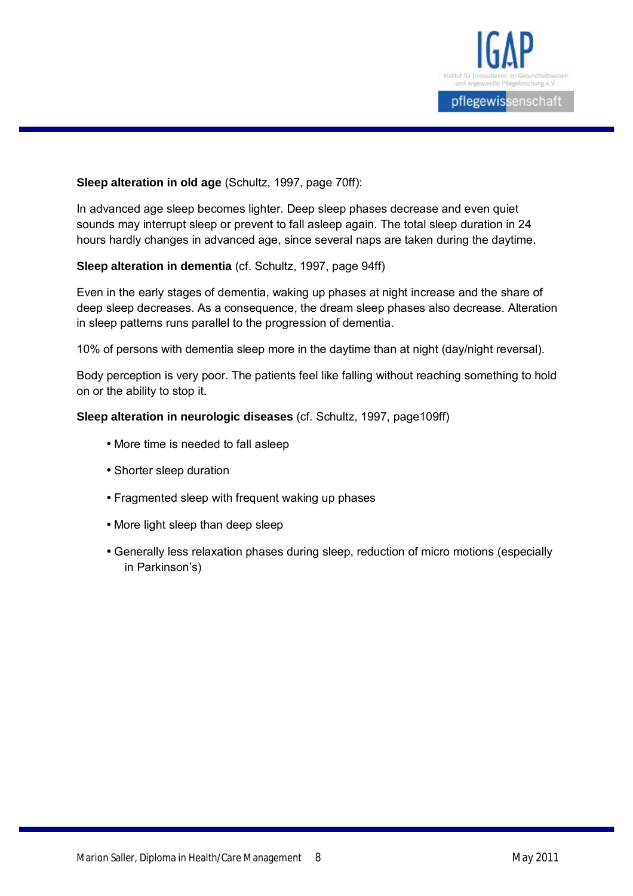**Sleep alteration in old age** (Schultz, 1997, page 70ff):

In advanced age sleep becomes lighter. Deep sleep phases decrease and even quiet sounds may interrupt sleep or prevent to fall asleep again. The total sleep duration in 24 hours hardly changes in advanced age, since several naps are taken during the daytime.

**Sleep alteration in dementia** (cf. Schultz, 1997, page 94ff)

Even in the early stages of dementia, waking up phases at night increase and the share of deep sleep decreases. As a consequence, the dream sleep phases also decrease. Alteration in sleep patterns runs parallel to the progression of dementia.

10% of persons with dementia sleep more in the daytime than at night (day/night reversal).

Body perception is very poor. The patients feel like falling without reaching something to hold on or the ability to stop it.

**Sleep alteration in neurologic diseases** (cf. Schultz, 1997, page109ff)

- More time is needed to fall asleep
- Shorter sleep duration
- Fragmented sleep with frequent waking up phases
- More light sleep than deep sleep
- Generally less relaxation phases during sleep, reduction of micro motions (especially in Parkinson's)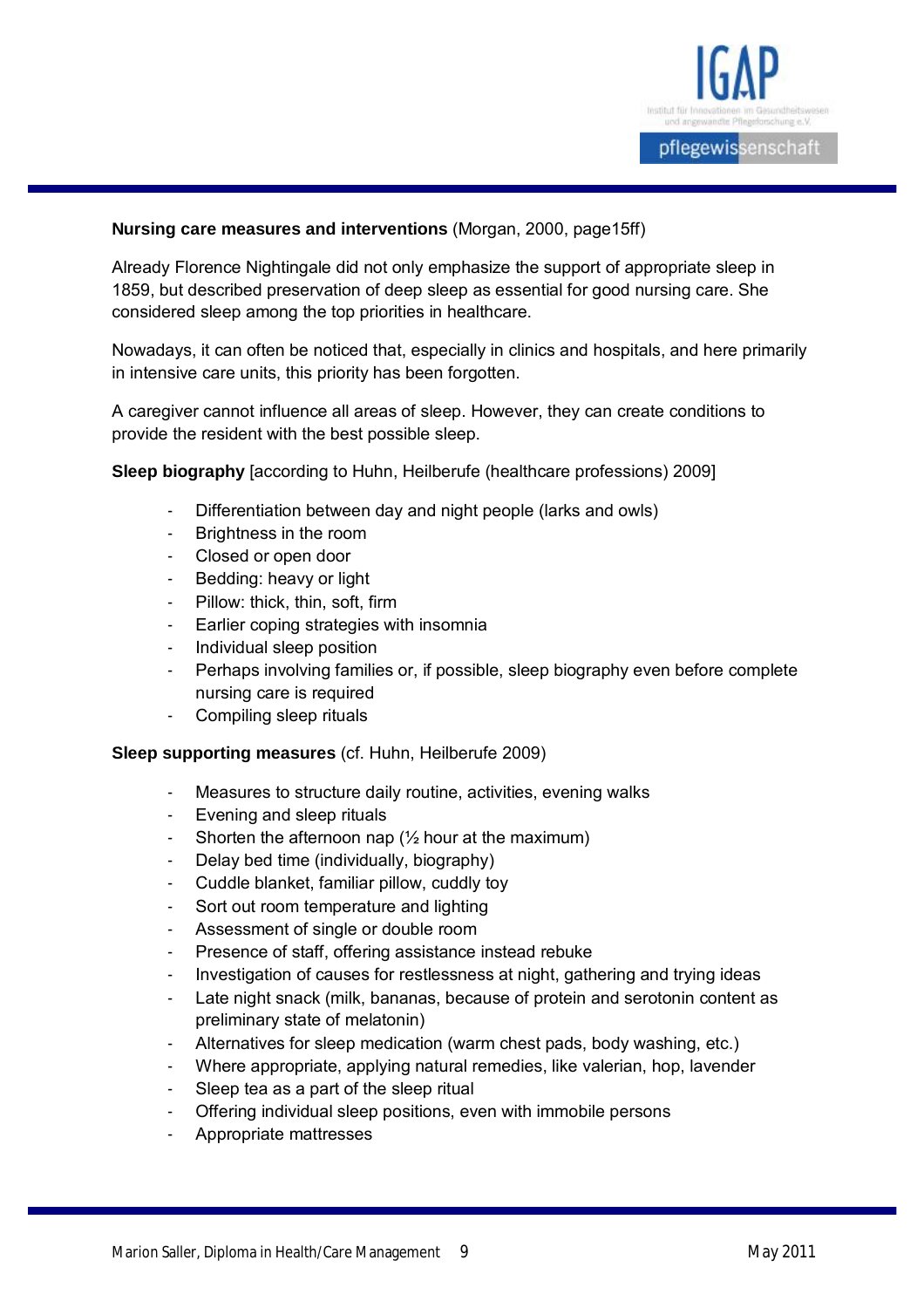**Nursing care measures and interventions** (Morgan, 2000, page15ff)

Already Florence Nightingale did not only emphasize the support of appropriate sleep in 1859, but described preservation of deep sleep as essential for good nursing care. She considered sleep among the top priorities in healthcare.

Nowadays, it can often be noticed that, especially in clinics and hospitals, and here primarily in intensive care units, this priority has been forgotten.

A caregiver cannot influence all areas of sleep. However, they can create conditions to provide the resident with the best possible sleep.

**Sleep biography** [according to Huhn, Heilberufe (healthcare professions) 2009]

- Differentiation between day and night people (larks and owls)
- Brightness in the room
- Closed or open door
- Bedding: heavy or light
- Pillow: thick, thin, soft, firm
- Earlier coping strategies with insomnia
- Individual sleep position
- Perhaps involving families or, if possible, sleep biography even before complete nursing care is required
- Compiling sleep rituals

**Sleep supporting measures** (cf. Huhn, Heilberufe 2009)

- Measures to structure daily routine, activities, evening walks
- Evening and sleep rituals
- Shorten the afternoon nap (½ hour at the maximum)
- Delay bed time (individually, biography)
- Cuddle blanket, familiar pillow, cuddly toy
- Sort out room temperature and lighting
- Assessment of single or double room
- Presence of staff, offering assistance instead rebuke
- Investigation of causes for restlessness at night, gathering and trying ideas
- Late night snack (milk, bananas, because of protein and serotonin content as preliminary state of melatonin)
- Alternatives for sleep medication (warm chest pads, body washing, etc.)
- Where appropriate, applying natural remedies, like valerian, hop, lavender
- Sleep tea as a part of the sleep ritual
- Offering individual sleep positions, even with immobile persons
- Appropriate mattresses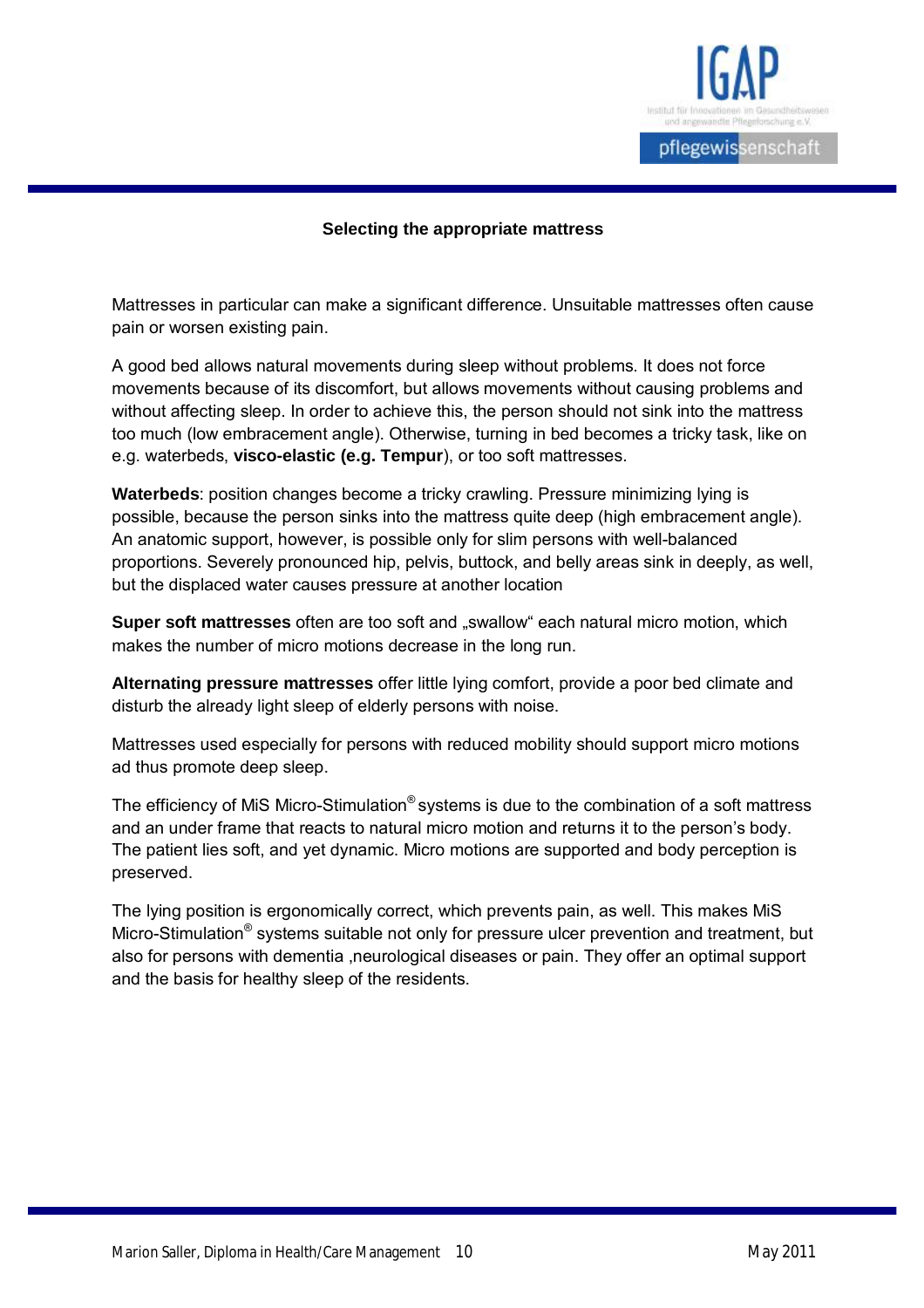## Selecting the appropriate mattress

Mattresses in particular can make a significant difference. Unsuitable mattresses often cause pain or worsen existing pain.

A good bed allows natural movements during sleep without problems. It does not force movements because of its discomfort, but allows movements without causing problems and without affecting sleep. In order to achieve this, the person should not sink into the mattress too much (low embracement angle). Otherwise, turning in bed becomes a tricky task, like on e.g. waterbeds, **visco-elastic (e.g. Tempur**), or too soft mattresses.

**Waterbeds**: position changes become a tricky crawling. Pressure minimizing lying is possible, because the person sinks into the mattress quite deep (high embracement angle). An anatomic support, however, is possible only for slim persons with well-balanced proportions. Severely pronounced hip, pelvis, buttock, and belly areas sink in deeply, as well, but the displaced water causes pressure at another location

**Super soft mattresses** often are too soft and „swallow" each natural micro motion, which makes the number of micro motions decrease in the long run.

**Alternating pressure mattresses** offer little lying comfort, provide a poor bed climate and disturb the already light sleep of elderly persons with noise.

Mattresses used especially for persons with reduced mobility should support micro motions ad thus promote deep sleep.

The efficiency of MiS Micro-Stimulation® systems is due to the combination of a soft mattress and an under frame that reacts to natural micro motion and returns it to the person's body. The patient lies soft, and yet dynamic. Micro motions are supported and body perception is preserved.

The lying position is ergonomically correct, which prevents pain, as well. This makes MiS Micro-Stimulation® systems suitable not only for pressure ulcer prevention and treatment, but also for persons with dementia ,neurological diseases or pain. They offer an optimal support and the basis for healthy sleep of the residents.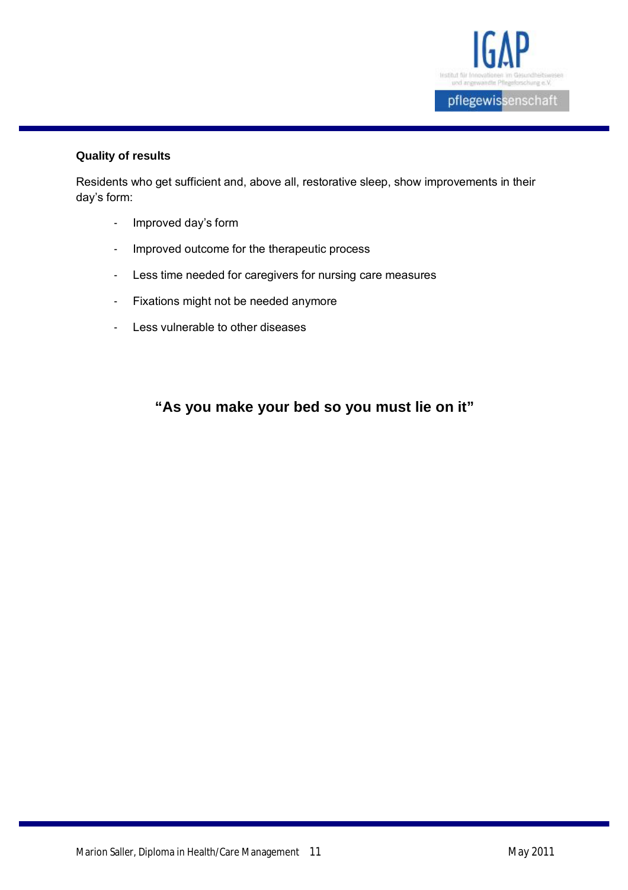**Quality of results**

Residents who get sufficient and, above all, restorative sleep, show improvements in their day's form:

- Improved day's form
- Improved outcome for the therapeutic process
- Less time needed for caregivers for nursing care measures
- Fixations might not be needed anymore
- Less vulnerable to other diseases

**"As you make your bed so you must lie on it"**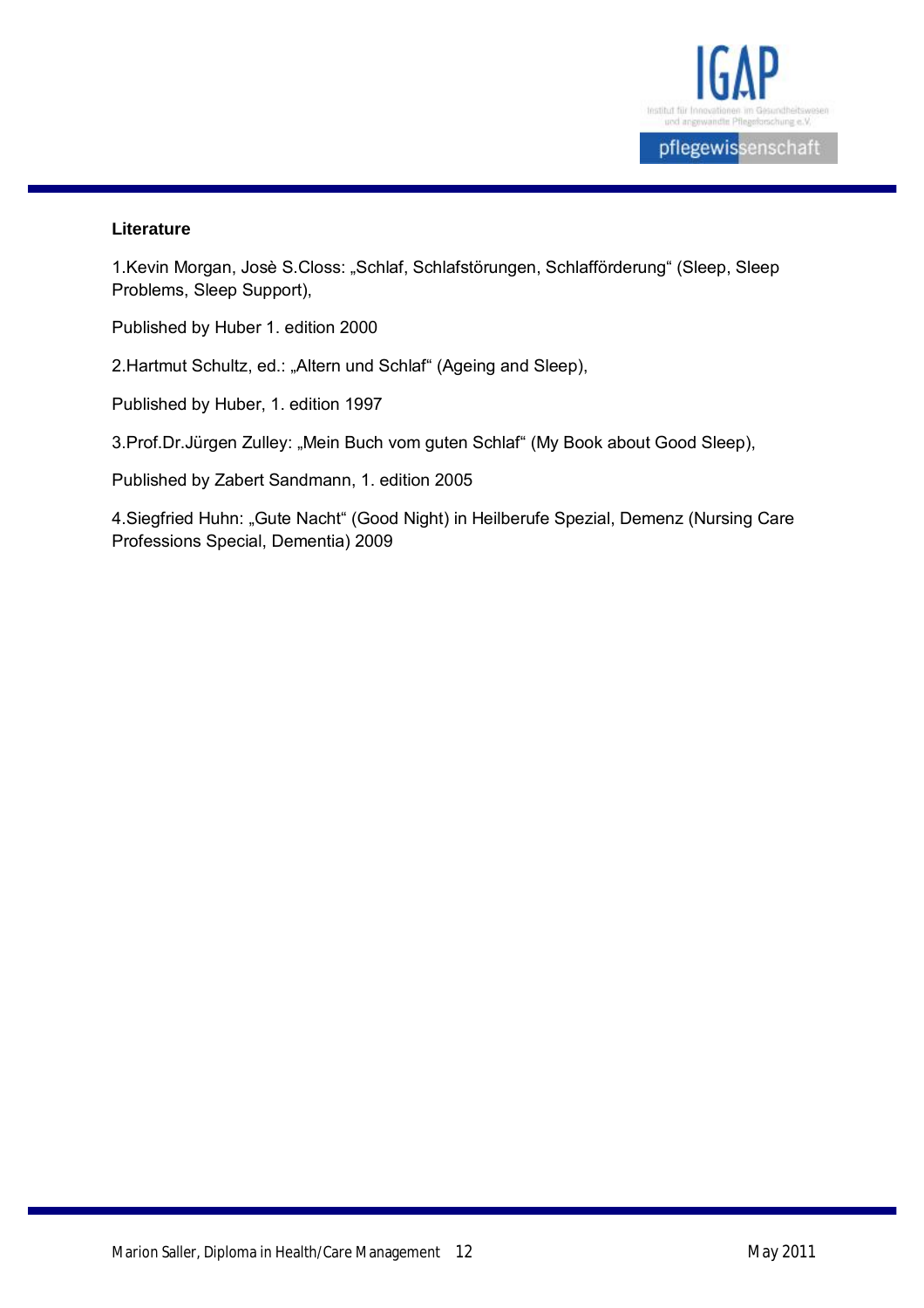**Literature**

1.Kevin Morgan, Josè S.Closs: „Schlaf, Schlafstörungen, Schlafförderung“ (Sleep, Sleep Problems, Sleep Support),

Published by Huber 1. edition 2000

2.Hartmut Schultz, ed.: „Altern und Schlaf“ (Ageing and Sleep),

Published by Huber, 1. edition 1997

3.Prof.Dr.Jürgen Zulley: „Mein Buch vom guten Schlaf“ (My Book about Good Sleep),

Published by Zabert Sandmann, 1. edition 2005

4.Siegfried Huhn: „Gute Nacht“ (Good Night) in Heilberufe Spezial, Demenz (Nursing Care Professions Special, Dementia) 2009